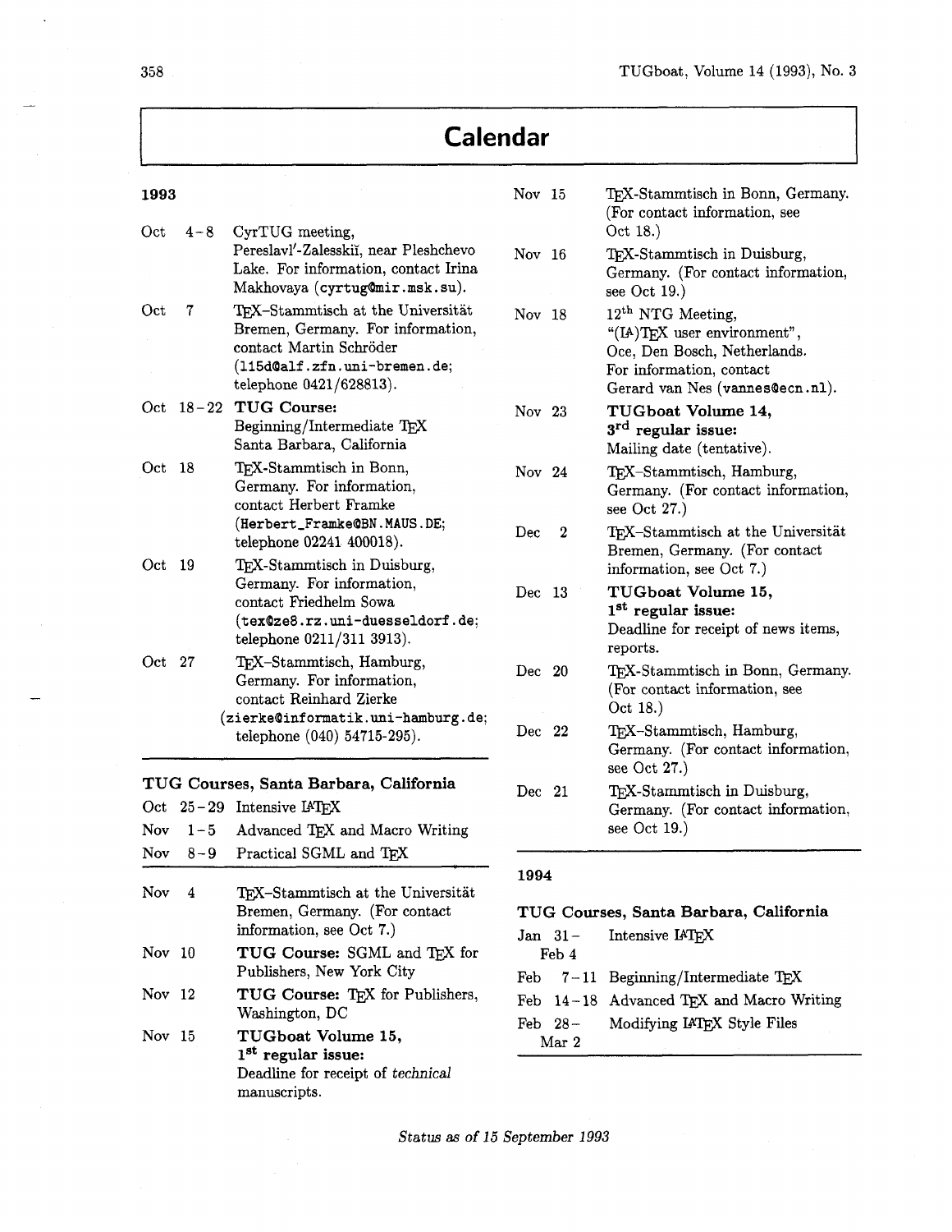# Calendar

## 1993

| | |
|---|---|
| Oct 4–8 | CyrTUG meeting, Pereslavl'-Zalesskiĭ, near Pleshchevo Lake. For information, contact Irina Makhovaya (`cyrtug@mir.msk.su`). |
| Oct 7 | TeX-Stammtisch at the Universität Bremen, Germany. For information, contact Martin Schröder (`115d@alf.zfn.uni-bremen.de`; telephone 0421/628813). |
| Oct 18–22 | **TUG Course:** Beginning/Intermediate TeX Santa Barbara, California |
| Oct 18 | TeX-Stammtisch in Bonn, Germany. For information, contact Herbert Framke (`Herbert_Framke@BN.MAUS.DE`; telephone 02241 400018). |
| Oct 19 | TeX-Stammtisch in Duisburg, Germany. For information, contact Friedhelm Sowa (`tex@ze8.rz.uni-duesseldorf.de`; telephone 0211/311 3913). |
| Oct 27 | TeX-Stammtisch, Hamburg, Germany. For information, contact Reinhard Zierke (`zierke@informatik.uni-hamburg.de`; telephone (040) 54715-295). |

### TUG Courses, Santa Barbara, California

| | |
|---|---|
| Oct 25–29 | Intensive LaTeX |
| Nov 1–5 | Advanced TeX and Macro Writing |
| Nov 8–9 | Practical SGML and TeX |

| | |
|---|---|
| Nov 4 | TeX-Stammtisch at the Universität Bremen, Germany. (For contact information, see Oct 7.) |
| Nov 10 | **TUG Course:** SGML and TeX for Publishers, New York City |
| Nov 12 | **TUG Course:** TeX for Publishers, Washington, DC |
| Nov 15 | **TUGboat Volume 15, 1st regular issue:** Deadline for receipt of *technical* manuscripts. |
| Nov 15 | TeX-Stammtisch in Bonn, Germany. (For contact information, see Oct 18.) |
| Nov 16 | TeX-Stammtisch in Duisburg, Germany. (For contact information, see Oct 19.) |
| Nov 18 | 12th NTG Meeting, "(LA)TeX user environment", Oce, Den Bosch, Netherlands. For information, contact Gerard van Nes (`vannes@ecn.nl`). |
| Nov 23 | **TUGboat Volume 14, 3rd regular issue:** Mailing date (tentative). |
| Nov 24 | TeX-Stammtisch, Hamburg, Germany. (For contact information, see Oct 27.) |
| Dec 2 | TeX-Stammtisch at the Universität Bremen, Germany. (For contact information, see Oct 7.) |
| Dec 13 | **TUGboat Volume 15, 1st regular issue:** Deadline for receipt of news items, reports. |
| Dec 20 | TeX-Stammtisch in Bonn, Germany. (For contact information, see Oct 18.) |
| Dec 22 | TeX-Stammtisch, Hamburg, Germany. (For contact information, see Oct 27.) |
| Dec 21 | TeX-Stammtisch in Duisburg, Germany. (For contact information, see Oct 19.) |

## 1994

### TUG Courses, Santa Barbara, California

| | |
|---|---|
| Jan 31 – Feb 4 | Intensive LaTeX |
| Feb 7–11 | Beginning/Intermediate TeX |
| Feb 14–18 | Advanced TeX and Macro Writing |
| Feb 28 – Mar 2 | Modifying LaTeX Style Files |

*Status as of 15 September 1993*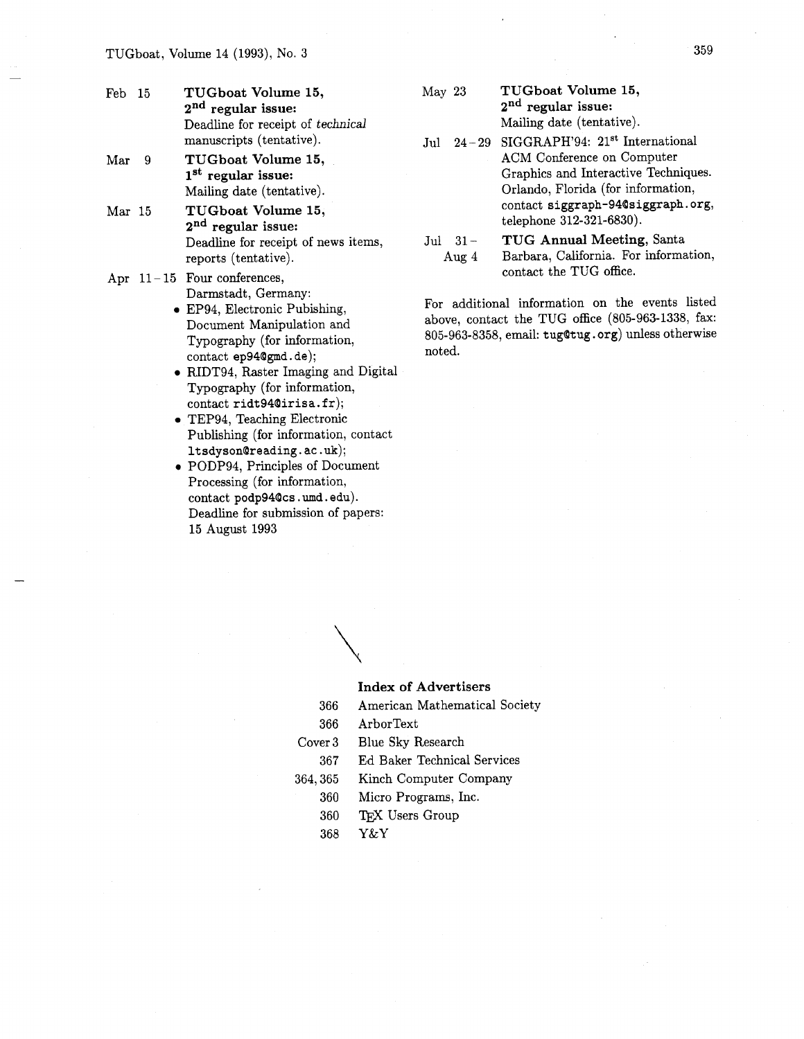Feb 15 **TUGboat Volume 15, 2nd regular issue:**
Deadline for receipt of *technical* manuscripts (tentative).

Mar 9 **TUGboat Volume 15, 1st regular issue:**
Mailing date (tentative).

Mar 15 **TUGboat Volume 15, 2nd regular issue:**
Deadline for receipt of news items, reports (tentative).

Apr 11–15 Four conferences, Darmstadt, Germany:

- EP94, Electronic Pubishing, Document Manipulation and Typography (for information, contact `ep94@gmd.de`);
- RIDT94, Raster Imaging and Digital Typography (for information, contact `ridt94@irisa.fr`);
- TEP94, Teaching Electronic Publishing (for information, contact `ltsdyson@reading.ac.uk`);
- PODP94, Principles of Document Processing (for information, contact `podp94@cs.umd.edu`). Deadline for submission of papers: 15 August 1993

May 23 **TUGboat Volume 15, 2nd regular issue:**
Mailing date (tentative).

Jul 24–29 SIGGRAPH'94: 21st International ACM Conference on Computer Graphics and Interactive Techniques. Orlando, Florida (for information, contact `siggraph-94@siggraph.org`, telephone 312-321-6830).

Jul 31 – Aug 4 **TUG Annual Meeting,** Santa Barbara, California. For information, contact the TUG office.

For additional information on the events listed above, contact the TUG office (805-963-1338, fax: 805-963-8358, email: `tug@tug.org`) unless otherwise noted.

### Index of Advertisers

| | |
|---|---|
| 366 | American Mathematical Society |
| 366 | ArborText |
| Cover 3 | Blue Sky Research |
| 367 | Ed Baker Technical Services |
| 364, 365 | Kinch Computer Company |
| 360 | Micro Programs, Inc. |
| 360 | TeX Users Group |
| 368 | Y&Y |